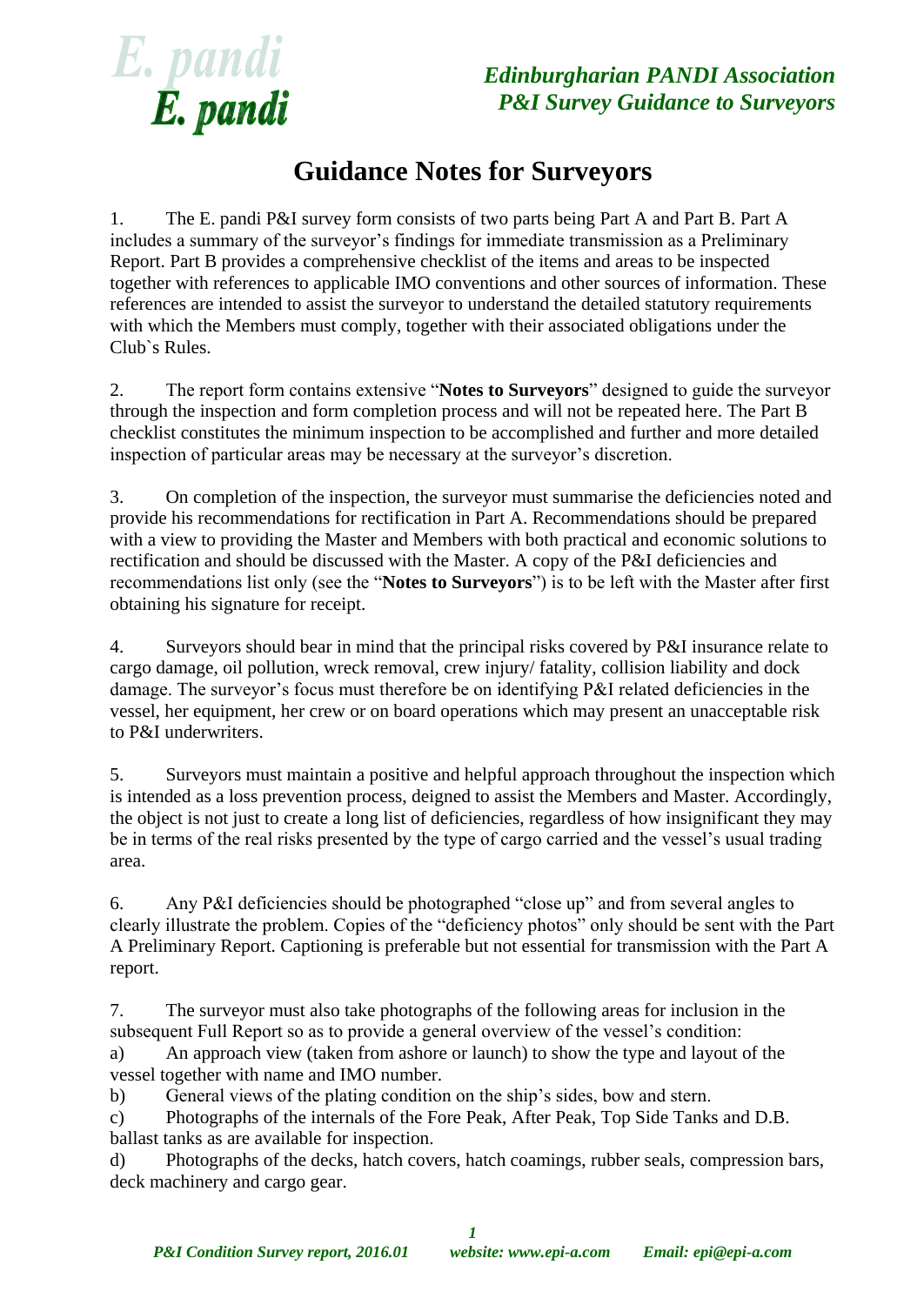# Guidance Notes for Surveyors

1. The E. pandi P&I survey form consists of two parts being Part A and Part B. Part A includes a summary of the surveyor's findings for immediate transmission as a Preliminary Report. Part B provides a comprehensive checklist of the items and areas to be inspected together with references to applicable IMO conventions and other sources of information. These references are intended to assist the surveyor to understand the detailed statutory requirements with which the Members must comply, together with their associated obligations under the Club`s Rules.

2. The report form contains extensive "**Notes to Surveyors**" designed to guide the surveyor through the inspection and form completion process and will not be repeated here. The Part B checklist constitutes the minimum inspection to be accomplished and further and more detailed inspection of particular areas may be necessary at the surveyor's discretion.

3. On completion of the inspection, the surveyor must summarise the deficiencies noted and provide his recommendations for rectification in Part A. Recommendations should be prepared with a view to providing the Master and Members with both practical and economic solutions to rectification and should be discussed with the Master. A copy of the P&I deficiencies and recommendations list only (see the "**Notes to Surveyors**") is to be left with the Master after first obtaining his signature for receipt.

4. Surveyors should bear in mind that the principal risks covered by P&I insurance relate to cargo damage, oil pollution, wreck removal, crew injury/ fatality, collision liability and dock damage. The surveyor's focus must therefore be on identifying P&I related deficiencies in the vessel, her equipment, her crew or on board operations which may present an unacceptable risk to P&I underwriters.

5. Surveyors must maintain a positive and helpful approach throughout the inspection which is intended as a loss prevention process, deigned to assist the Members and Master. Accordingly, the object is not just to create a long list of deficiencies, regardless of how insignificant they may be in terms of the real risks presented by the type of cargo carried and the vessel's usual trading area.

6. Any P&I deficiencies should be photographed "close up" and from several angles to clearly illustrate the problem. Copies of the "deficiency photos" only should be sent with the Part A Preliminary Report. Captioning is preferable but not essential for transmission with the Part A report.

7. The surveyor must also take photographs of the following areas for inclusion in the subsequent Full Report so as to provide a general overview of the vessel's condition:

a) An approach view (taken from ashore or launch) to show the type and layout of the vessel together with name and IMO number.

b) General views of the plating condition on the ship's sides, bow and stern.

c) Photographs of the internals of the Fore Peak, After Peak, Top Side Tanks and D.B. ballast tanks as are available for inspection.

d) Photographs of the decks, hatch covers, hatch coamings, rubber seals, compression bars, deck machinery and cargo gear.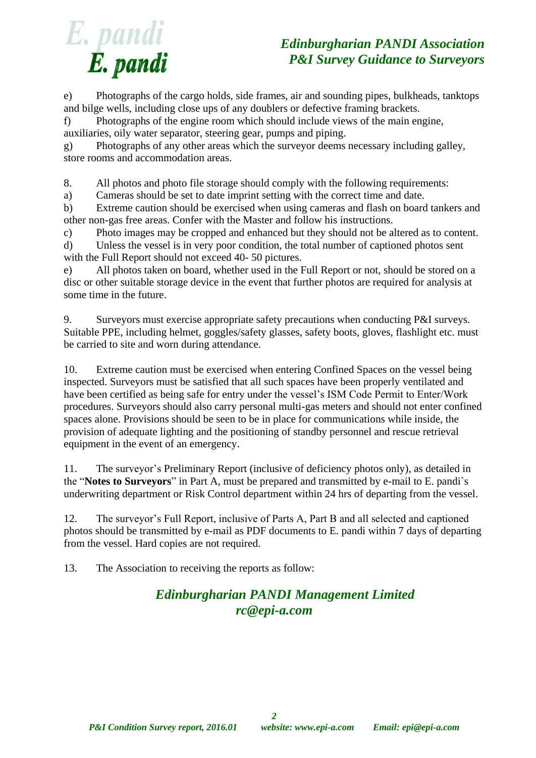e) Photographs of the cargo holds, side frames, air and sounding pipes, bulkheads, tanktops and bilge wells, including close ups of any doublers or defective framing brackets.

f) Photographs of the engine room which should include views of the main engine, auxiliaries, oily water separator, steering gear, pumps and piping.

g) Photographs of any other areas which the surveyor deems necessary including galley, store rooms and accommodation areas.

8. All photos and photo file storage should comply with the following requirements:

a) Cameras should be set to date imprint setting with the correct time and date.

b) Extreme caution should be exercised when using cameras and flash on board tankers and other non-gas free areas. Confer with the Master and follow his instructions.

c) Photo images may be cropped and enhanced but they should not be altered as to content.

d) Unless the vessel is in very poor condition, the total number of captioned photos sent with the Full Report should not exceed 40- 50 pictures.

e) All photos taken on board, whether used in the Full Report or not, should be stored on a disc or other suitable storage device in the event that further photos are required for analysis at some time in the future.

9. Surveyors must exercise appropriate safety precautions when conducting P&I surveys. Suitable PPE, including helmet, goggles/safety glasses, safety boots, gloves, flashlight etc. must be carried to site and worn during attendance.

10. Extreme caution must be exercised when entering Confined Spaces on the vessel being inspected. Surveyors must be satisfied that all such spaces have been properly ventilated and have been certified as being safe for entry under the vessel's ISM Code Permit to Enter/Work procedures. Surveyors should also carry personal multi-gas meters and should not enter confined spaces alone. Provisions should be seen to be in place for communications while inside, the provision of adequate lighting and the positioning of standby personnel and rescue retrieval equipment in the event of an emergency.

11. The surveyor's Preliminary Report (inclusive of deficiency photos only), as detailed in the "**Notes to Surveyors**" in Part A, must be prepared and transmitted by e-mail to E. pandi`s underwriting department or Risk Control department within 24 hrs of departing from the vessel.

12. The surveyor's Full Report, inclusive of Parts A, Part B and all selected and captioned photos should be transmitted by e-mail as PDF documents to E. pandi within 7 days of departing from the vessel. Hard copies are not required.

13. The Association to receiving the reports as follow:

***Edinburgharian PANDI Management Limited***
***rc@epi-a.com***